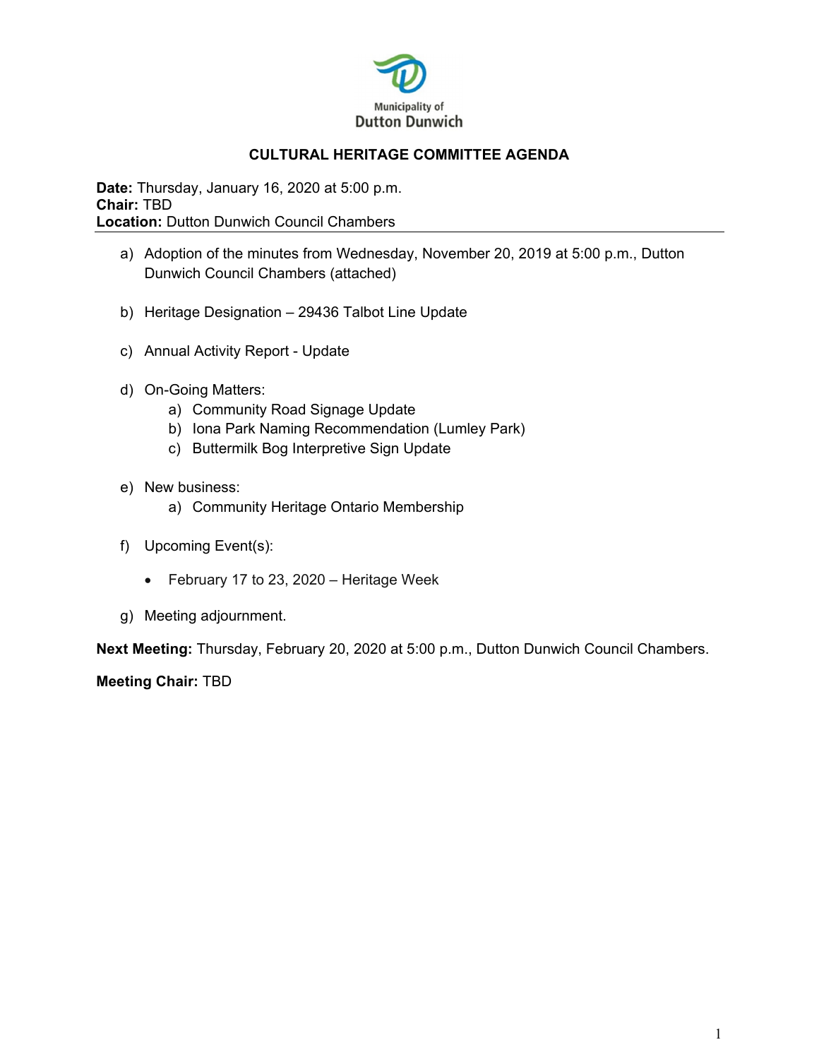Municipality of
Dutton Dunwich

# CULTURAL HERITAGE COMMITTEE AGENDA

**Date:** Thursday, January 16, 2020 at 5:00 p.m.
**Chair:** TBD
**Location:** Dutton Dunwich Council Chambers

---

a) Adoption of the minutes from Wednesday, November 20, 2019 at 5:00 p.m., Dutton Dunwich Council Chambers (attached)

b) Heritage Designation – 29436 Talbot Line Update

c) Annual Activity Report - Update

d) On-Going Matters:
   a) Community Road Signage Update
   b) Iona Park Naming Recommendation (Lumley Park)
   c) Buttermilk Bog Interpretive Sign Update

e) New business:
   a) Community Heritage Ontario Membership

f) Upcoming Event(s):

   - February 17 to 23, 2020 – Heritage Week

g) Meeting adjournment.

**Next Meeting:** Thursday, February 20, 2020 at 5:00 p.m., Dutton Dunwich Council Chambers.

**Meeting Chair:** TBD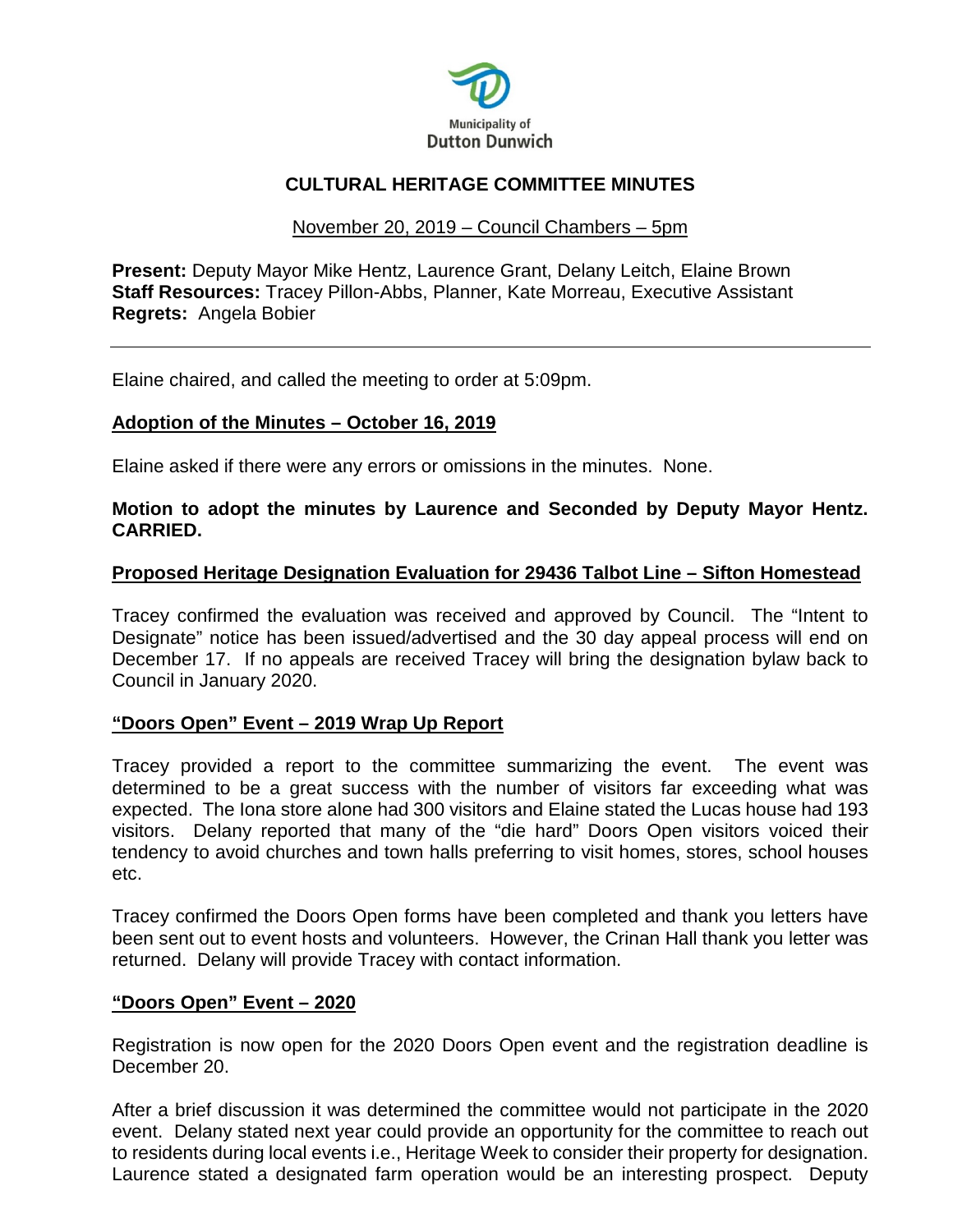Municipality of Dutton Dunwich

# CULTURAL HERITAGE COMMITTEE MINUTES

November 20, 2019 – Council Chambers – 5pm

**Present:** Deputy Mayor Mike Hentz, Laurence Grant, Delany Leitch, Elaine Brown
**Staff Resources:** Tracey Pillon-Abbs, Planner, Kate Morreau, Executive Assistant
**Regrets:** Angela Bobier

---

Elaine chaired, and called the meeting to order at 5:09pm.

## Adoption of the Minutes – October 16, 2019

Elaine asked if there were any errors or omissions in the minutes. None.

**Motion to adopt the minutes by Laurence and Seconded by Deputy Mayor Hentz. CARRIED.**

## Proposed Heritage Designation Evaluation for 29436 Talbot Line – Sifton Homestead

Tracey confirmed the evaluation was received and approved by Council. The "Intent to Designate" notice has been issued/advertised and the 30 day appeal process will end on December 17. If no appeals are received Tracey will bring the designation bylaw back to Council in January 2020.

## "Doors Open" Event – 2019 Wrap Up Report

Tracey provided a report to the committee summarizing the event. The event was determined to be a great success with the number of visitors far exceeding what was expected. The Iona store alone had 300 visitors and Elaine stated the Lucas house had 193 visitors. Delany reported that many of the "die hard" Doors Open visitors voiced their tendency to avoid churches and town halls preferring to visit homes, stores, school houses etc.

Tracey confirmed the Doors Open forms have been completed and thank you letters have been sent out to event hosts and volunteers. However, the Crinan Hall thank you letter was returned. Delany will provide Tracey with contact information.

## "Doors Open" Event – 2020

Registration is now open for the 2020 Doors Open event and the registration deadline is December 20.

After a brief discussion it was determined the committee would not participate in the 2020 event. Delany stated next year could provide an opportunity for the committee to reach out to residents during local events i.e., Heritage Week to consider their property for designation. Laurence stated a designated farm operation would be an interesting prospect. Deputy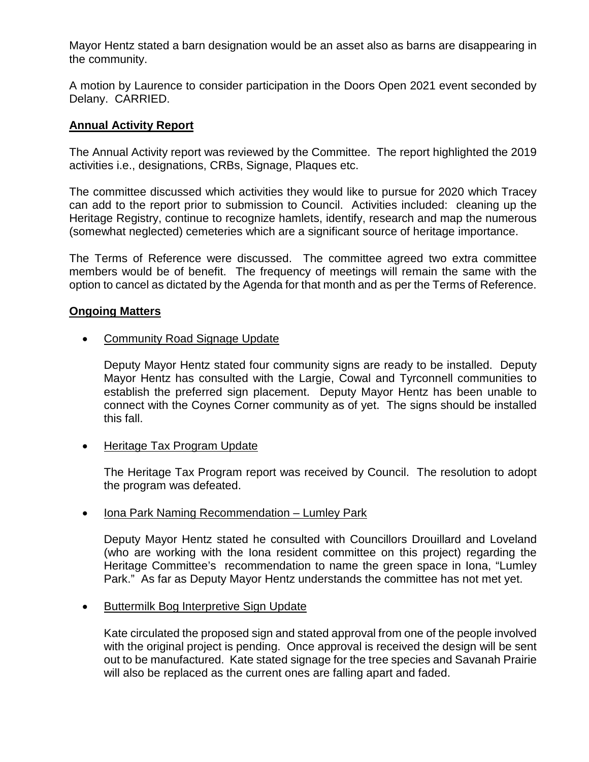Mayor Hentz stated a barn designation would be an asset also as barns are disappearing in the community.

A motion by Laurence to consider participation in the Doors Open 2021 event seconded by Delany. CARRIED.

## **Annual Activity Report**

The Annual Activity report was reviewed by the Committee. The report highlighted the 2019 activities i.e., designations, CRBs, Signage, Plaques etc.

The committee discussed which activities they would like to pursue for 2020 which Tracey can add to the report prior to submission to Council. Activities included: cleaning up the Heritage Registry, continue to recognize hamlets, identify, research and map the numerous (somewhat neglected) cemeteries which are a significant source of heritage importance.

The Terms of Reference were discussed. The committee agreed two extra committee members would be of benefit. The frequency of meetings will remain the same with the option to cancel as dictated by the Agenda for that month and as per the Terms of Reference.

## **Ongoing Matters**

- Community Road Signage Update

  Deputy Mayor Hentz stated four community signs are ready to be installed. Deputy Mayor Hentz has consulted with the Largie, Cowal and Tyrconnell communities to establish the preferred sign placement. Deputy Mayor Hentz has been unable to connect with the Coynes Corner community as of yet. The signs should be installed this fall.

- Heritage Tax Program Update

  The Heritage Tax Program report was received by Council. The resolution to adopt the program was defeated.

- Iona Park Naming Recommendation – Lumley Park

  Deputy Mayor Hentz stated he consulted with Councillors Drouillard and Loveland (who are working with the Iona resident committee on this project) regarding the Heritage Committee's recommendation to name the green space in Iona, "Lumley Park." As far as Deputy Mayor Hentz understands the committee has not met yet.

- Buttermilk Bog Interpretive Sign Update

  Kate circulated the proposed sign and stated approval from one of the people involved with the original project is pending. Once approval is received the design will be sent out to be manufactured. Kate stated signage for the tree species and Savanah Prairie will also be replaced as the current ones are falling apart and faded.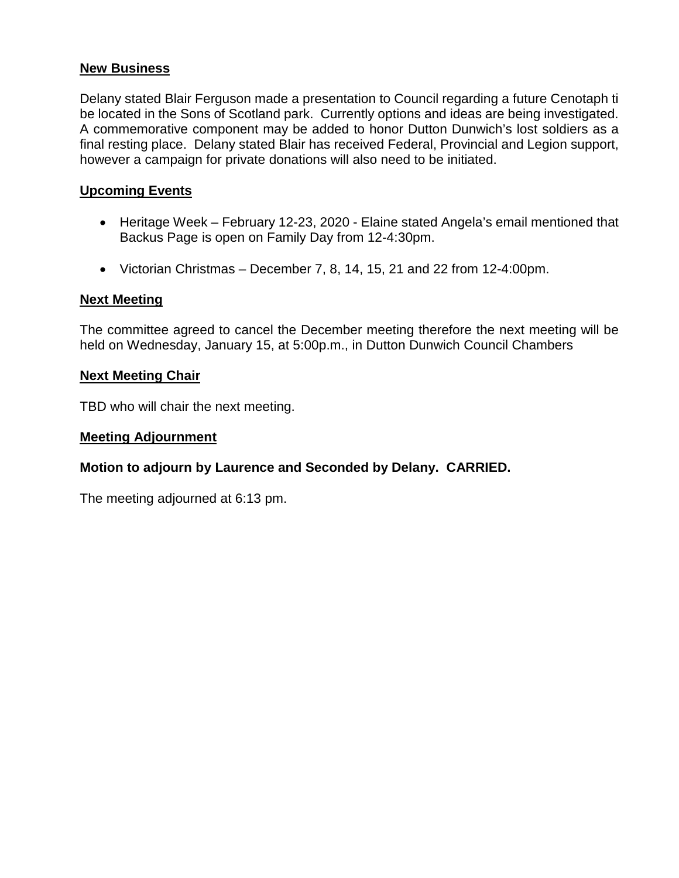**New Business**

Delany stated Blair Ferguson made a presentation to Council regarding a future Cenotaph ti be located in the Sons of Scotland park. Currently options and ideas are being investigated. A commemorative component may be added to honor Dutton Dunwich's lost soldiers as a final resting place. Delany stated Blair has received Federal, Provincial and Legion support, however a campaign for private donations will also need to be initiated.

**Upcoming Events**

- Heritage Week – February 12-23, 2020 - Elaine stated Angela's email mentioned that Backus Page is open on Family Day from 12-4:30pm.
- Victorian Christmas – December 7, 8, 14, 15, 21 and 22 from 12-4:00pm.

**Next Meeting**

The committee agreed to cancel the December meeting therefore the next meeting will be held on Wednesday, January 15, at 5:00p.m., in Dutton Dunwich Council Chambers

**Next Meeting Chair**

TBD who will chair the next meeting.

**Meeting Adjournment**

**Motion to adjourn by Laurence and Seconded by Delany. CARRIED.**

The meeting adjourned at 6:13 pm.